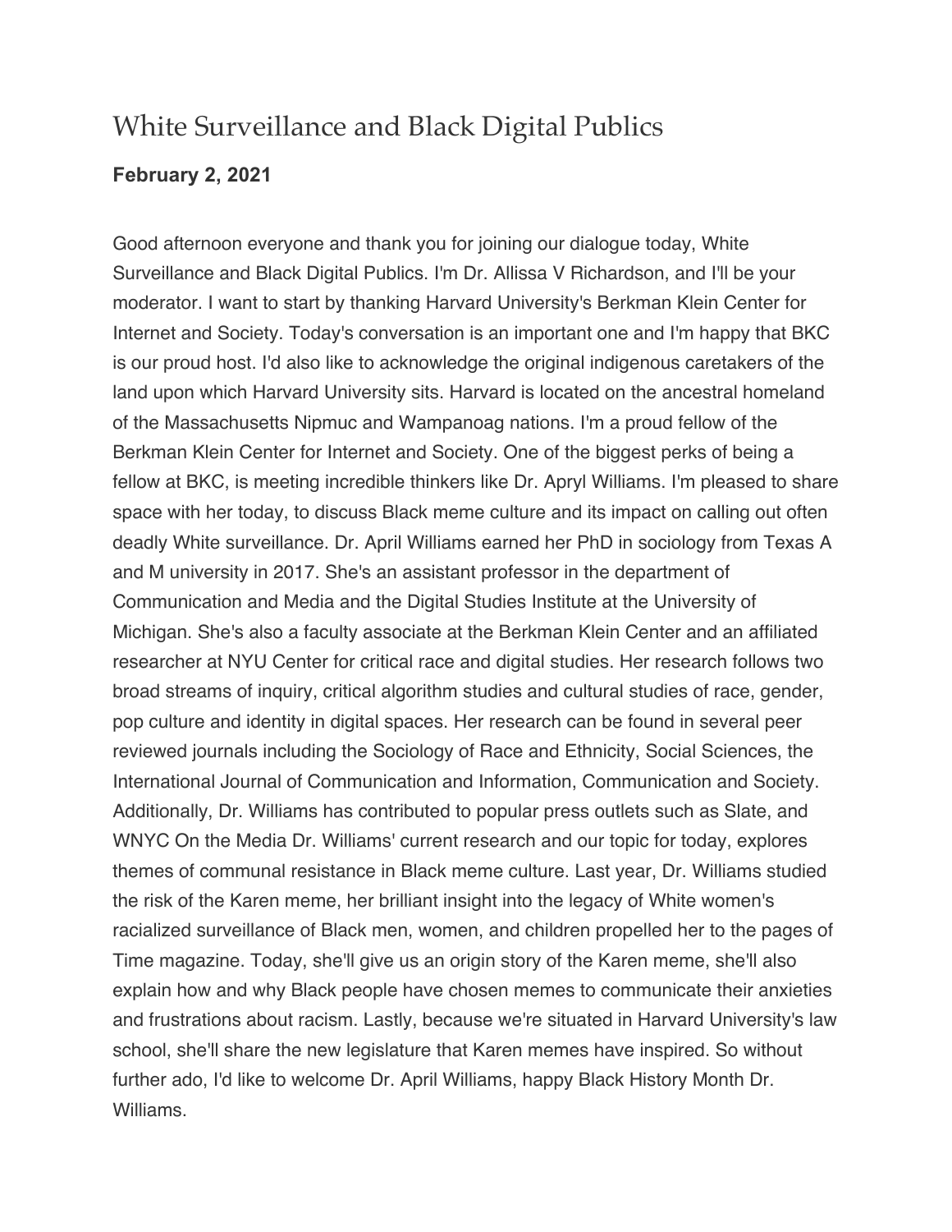# White Surveillance and Black Digital Publics

**February 2, 2021**

Good afternoon everyone and thank you for joining our dialogue today, White Surveillance and Black Digital Publics. I'm Dr. Allissa V Richardson, and I'll be your moderator. I want to start by thanking Harvard University's Berkman Klein Center for Internet and Society. Today's conversation is an important one and I'm happy that BKC is our proud host. I'd also like to acknowledge the original indigenous caretakers of the land upon which Harvard University sits. Harvard is located on the ancestral homeland of the Massachusetts Nipmuc and Wampanoag nations. I'm a proud fellow of the Berkman Klein Center for Internet and Society. One of the biggest perks of being a fellow at BKC, is meeting incredible thinkers like Dr. Apryl Williams. I'm pleased to share space with her today, to discuss Black meme culture and its impact on calling out often deadly White surveillance. Dr. April Williams earned her PhD in sociology from Texas A and M university in 2017. She's an assistant professor in the department of Communication and Media and the Digital Studies Institute at the University of Michigan. She's also a faculty associate at the Berkman Klein Center and an affiliated researcher at NYU Center for critical race and digital studies. Her research follows two broad streams of inquiry, critical algorithm studies and cultural studies of race, gender, pop culture and identity in digital spaces. Her research can be found in several peer reviewed journals including the Sociology of Race and Ethnicity, Social Sciences, the International Journal of Communication and Information, Communication and Society. Additionally, Dr. Williams has contributed to popular press outlets such as Slate, and WNYC On the Media Dr. Williams' current research and our topic for today, explores themes of communal resistance in Black meme culture. Last year, Dr. Williams studied the risk of the Karen meme, her brilliant insight into the legacy of White women's racialized surveillance of Black men, women, and children propelled her to the pages of Time magazine. Today, she'll give us an origin story of the Karen meme, she'll also explain how and why Black people have chosen memes to communicate their anxieties and frustrations about racism. Lastly, because we're situated in Harvard University's law school, she'll share the new legislature that Karen memes have inspired. So without further ado, I'd like to welcome Dr. April Williams, happy Black History Month Dr. Williams.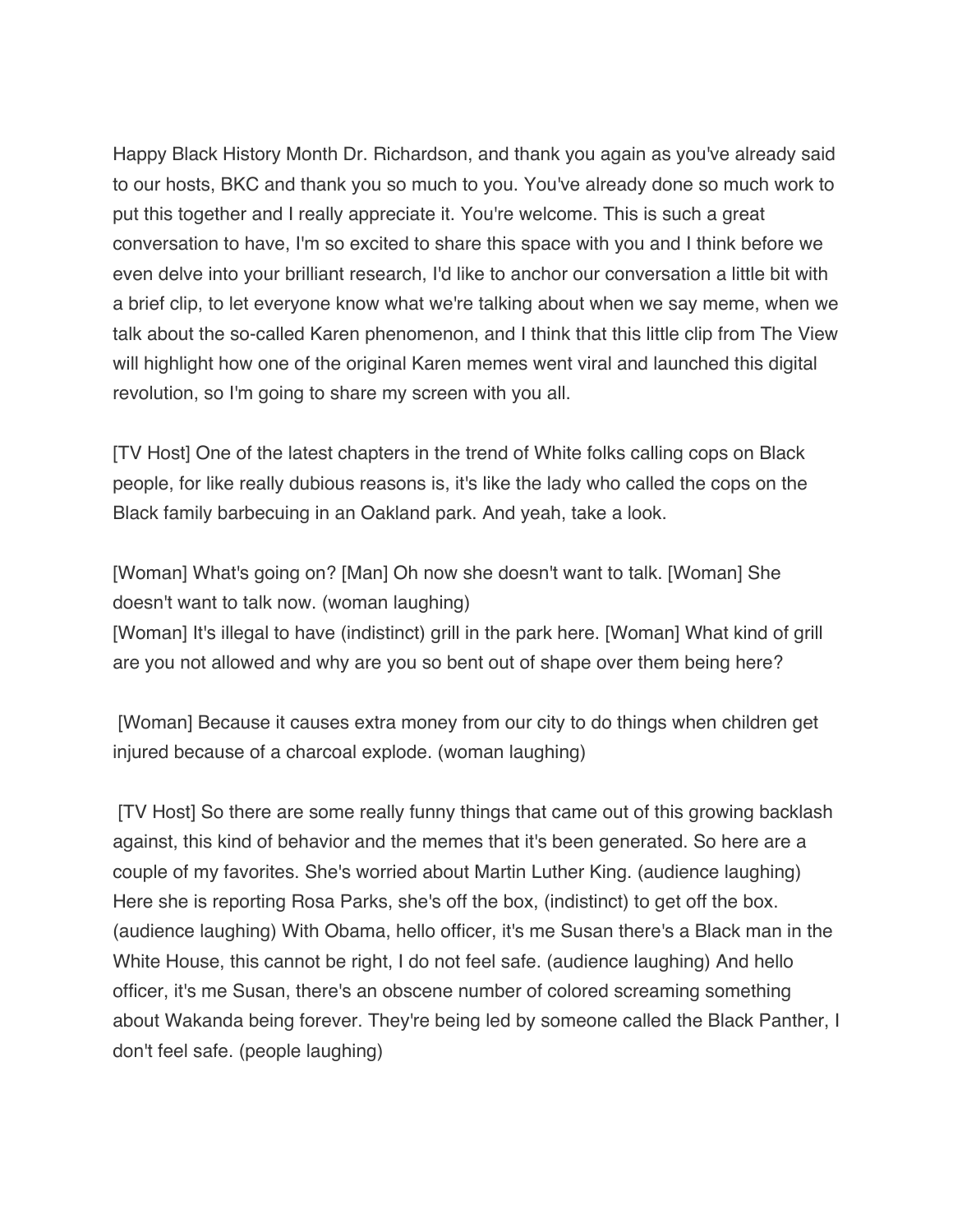Happy Black History Month Dr. Richardson, and thank you again as you've already said to our hosts, BKC and thank you so much to you. You've already done so much work to put this together and I really appreciate it. You're welcome. This is such a great conversation to have, I'm so excited to share this space with you and I think before we even delve into your brilliant research, I'd like to anchor our conversation a little bit with a brief clip, to let everyone know what we're talking about when we say meme, when we talk about the so-called Karen phenomenon, and I think that this little clip from The View will highlight how one of the original Karen memes went viral and launched this digital revolution, so I'm going to share my screen with you all.

[TV Host] One of the latest chapters in the trend of White folks calling cops on Black people, for like really dubious reasons is, it's like the lady who called the cops on the Black family barbecuing in an Oakland park. And yeah, take a look.

[Woman] What's going on? [Man] Oh now she doesn't want to talk. [Woman] She doesn't want to talk now. (woman laughing)
[Woman] It's illegal to have (indistinct) grill in the park here. [Woman] What kind of grill are you not allowed and why are you so bent out of shape over them being here?

[Woman] Because it causes extra money from our city to do things when children get injured because of a charcoal explode. (woman laughing)

[TV Host] So there are some really funny things that came out of this growing backlash against, this kind of behavior and the memes that it's been generated. So here are a couple of my favorites. She's worried about Martin Luther King. (audience laughing) Here she is reporting Rosa Parks, she's off the box, (indistinct) to get off the box. (audience laughing) With Obama, hello officer, it's me Susan there's a Black man in the White House, this cannot be right, I do not feel safe. (audience laughing) And hello officer, it's me Susan, there's an obscene number of colored screaming something about Wakanda being forever. They're being led by someone called the Black Panther, I don't feel safe. (people laughing)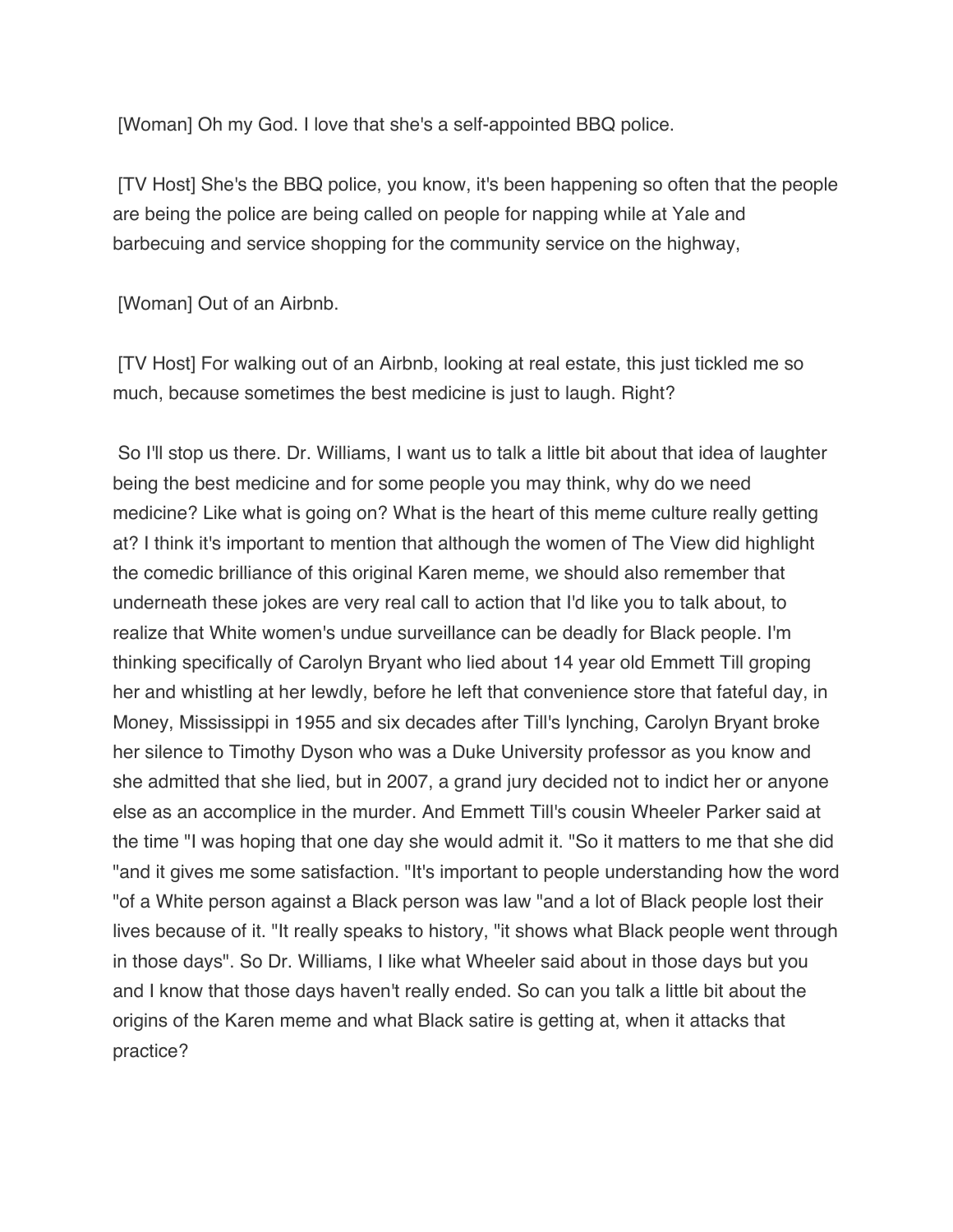[Woman] Oh my God. I love that she's a self-appointed BBQ police.

[TV Host] She's the BBQ police, you know, it's been happening so often that the people are being the police are being called on people for napping while at Yale and barbecuing and service shopping for the community service on the highway,

[Woman] Out of an Airbnb.

[TV Host] For walking out of an Airbnb, looking at real estate, this just tickled me so much, because sometimes the best medicine is just to laugh. Right?

So I'll stop us there. Dr. Williams, I want us to talk a little bit about that idea of laughter being the best medicine and for some people you may think, why do we need medicine? Like what is going on? What is the heart of this meme culture really getting at? I think it's important to mention that although the women of The View did highlight the comedic brilliance of this original Karen meme, we should also remember that underneath these jokes are very real call to action that I'd like you to talk about, to realize that White women's undue surveillance can be deadly for Black people. I'm thinking specifically of Carolyn Bryant who lied about 14 year old Emmett Till groping her and whistling at her lewdly, before he left that convenience store that fateful day, in Money, Mississippi in 1955 and six decades after Till's lynching, Carolyn Bryant broke her silence to Timothy Dyson who was a Duke University professor as you know and she admitted that she lied, but in 2007, a grand jury decided not to indict her or anyone else as an accomplice in the murder. And Emmett Till's cousin Wheeler Parker said at the time "I was hoping that one day she would admit it. "So it matters to me that she did "and it gives me some satisfaction. "It's important to people understanding how the word "of a White person against a Black person was law "and a lot of Black people lost their lives because of it. "It really speaks to history, "it shows what Black people went through in those days". So Dr. Williams, I like what Wheeler said about in those days but you and I know that those days haven't really ended. So can you talk a little bit about the origins of the Karen meme and what Black satire is getting at, when it attacks that practice?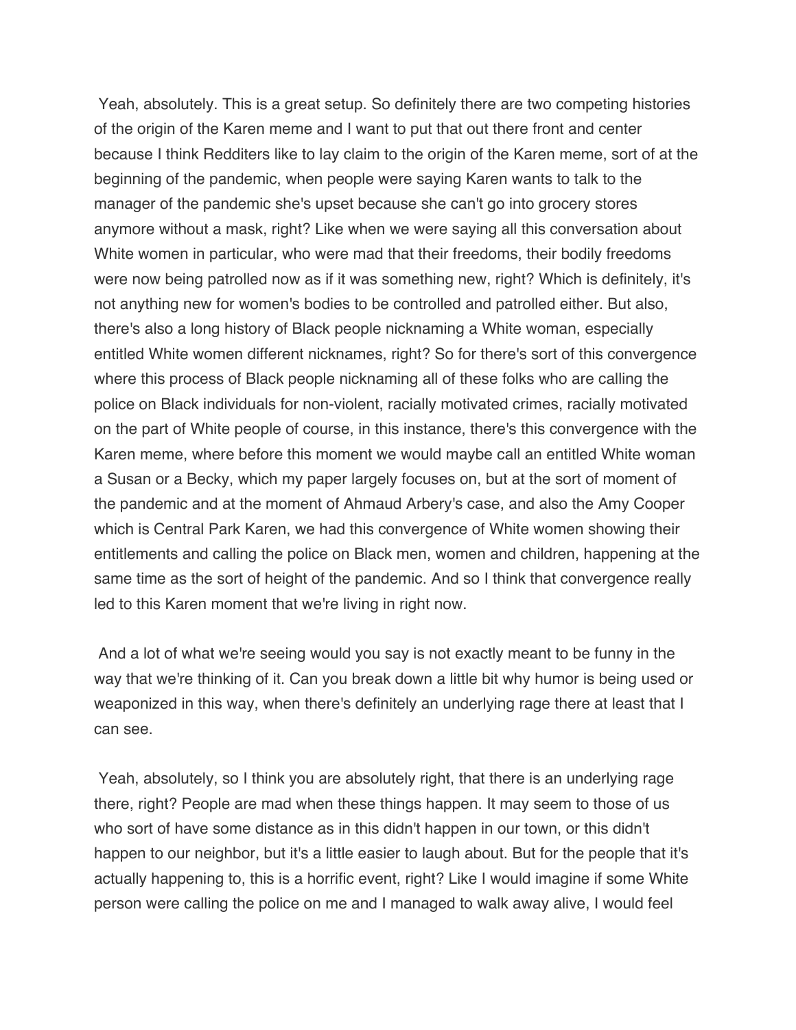Yeah, absolutely. This is a great setup. So definitely there are two competing histories of the origin of the Karen meme and I want to put that out there front and center because I think Redditers like to lay claim to the origin of the Karen meme, sort of at the beginning of the pandemic, when people were saying Karen wants to talk to the manager of the pandemic she's upset because she can't go into grocery stores anymore without a mask, right? Like when we were saying all this conversation about White women in particular, who were mad that their freedoms, their bodily freedoms were now being patrolled now as if it was something new, right? Which is definitely, it's not anything new for women's bodies to be controlled and patrolled either. But also, there's also a long history of Black people nicknaming a White woman, especially entitled White women different nicknames, right? So for there's sort of this convergence where this process of Black people nicknaming all of these folks who are calling the police on Black individuals for non-violent, racially motivated crimes, racially motivated on the part of White people of course, in this instance, there's this convergence with the Karen meme, where before this moment we would maybe call an entitled White woman a Susan or a Becky, which my paper largely focuses on, but at the sort of moment of the pandemic and at the moment of Ahmaud Arbery's case, and also the Amy Cooper which is Central Park Karen, we had this convergence of White women showing their entitlements and calling the police on Black men, women and children, happening at the same time as the sort of height of the pandemic. And so I think that convergence really led to this Karen moment that we're living in right now.

And a lot of what we're seeing would you say is not exactly meant to be funny in the way that we're thinking of it. Can you break down a little bit why humor is being used or weaponized in this way, when there's definitely an underlying rage there at least that I can see.

Yeah, absolutely, so I think you are absolutely right, that there is an underlying rage there, right? People are mad when these things happen. It may seem to those of us who sort of have some distance as in this didn't happen in our town, or this didn't happen to our neighbor, but it's a little easier to laugh about. But for the people that it's actually happening to, this is a horrific event, right? Like I would imagine if some White person were calling the police on me and I managed to walk away alive, I would feel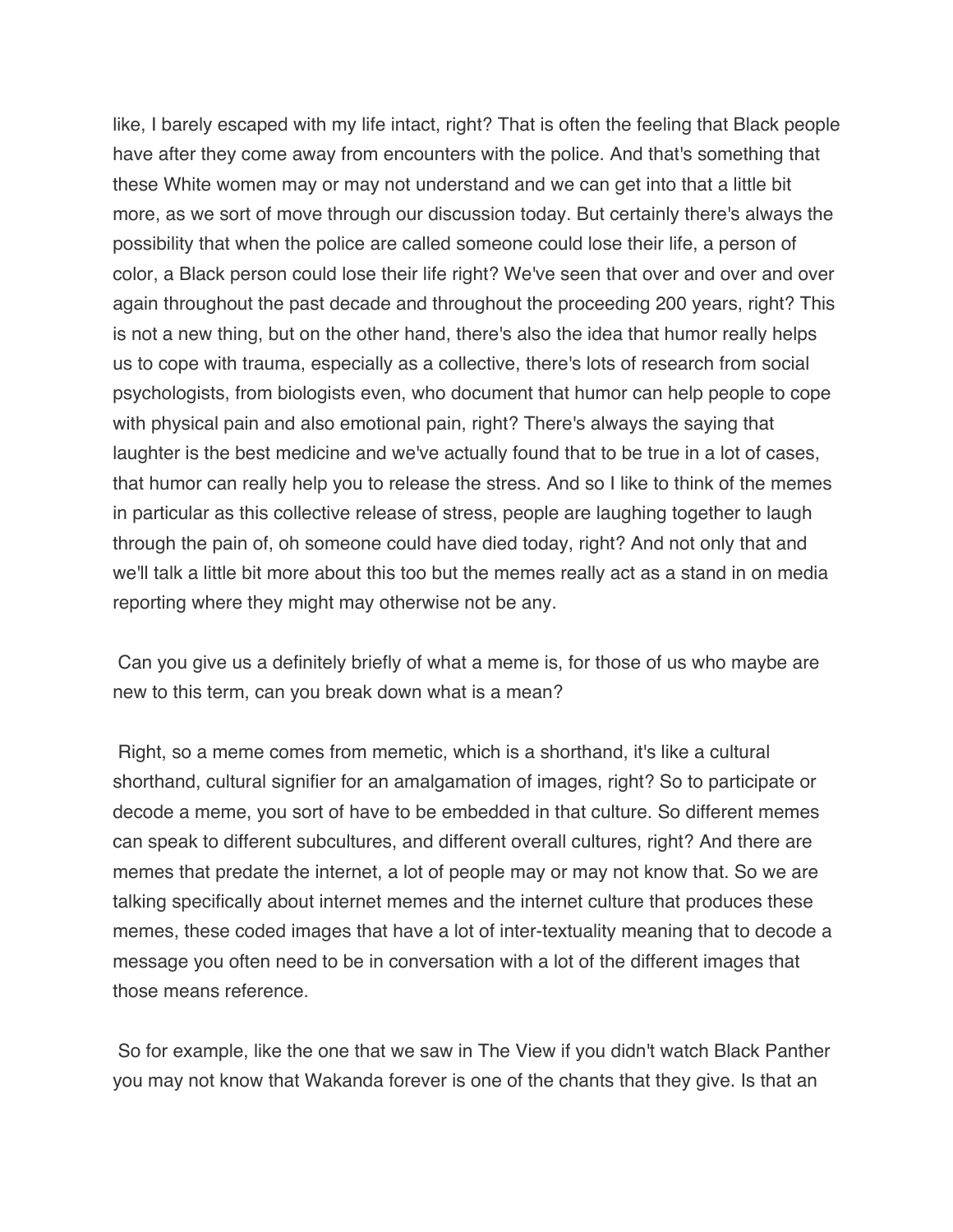like, I barely escaped with my life intact, right? That is often the feeling that Black people have after they come away from encounters with the police. And that's something that these White women may or may not understand and we can get into that a little bit more, as we sort of move through our discussion today. But certainly there's always the possibility that when the police are called someone could lose their life, a person of color, a Black person could lose their life right? We've seen that over and over and over again throughout the past decade and throughout the proceeding 200 years, right? This is not a new thing, but on the other hand, there's also the idea that humor really helps us to cope with trauma, especially as a collective, there's lots of research from social psychologists, from biologists even, who document that humor can help people to cope with physical pain and also emotional pain, right? There's always the saying that laughter is the best medicine and we've actually found that to be true in a lot of cases, that humor can really help you to release the stress. And so I like to think of the memes in particular as this collective release of stress, people are laughing together to laugh through the pain of, oh someone could have died today, right? And not only that and we'll talk a little bit more about this too but the memes really act as a stand in on media reporting where they might may otherwise not be any.

Can you give us a definitely briefly of what a meme is, for those of us who maybe are new to this term, can you break down what is a mean?

Right, so a meme comes from memetic, which is a shorthand, it's like a cultural shorthand, cultural signifier for an amalgamation of images, right? So to participate or decode a meme, you sort of have to be embedded in that culture. So different memes can speak to different subcultures, and different overall cultures, right? And there are memes that predate the internet, a lot of people may or may not know that. So we are talking specifically about internet memes and the internet culture that produces these memes, these coded images that have a lot of inter-textuality meaning that to decode a message you often need to be in conversation with a lot of the different images that those means reference.

So for example, like the one that we saw in The View if you didn't watch Black Panther you may not know that Wakanda forever is one of the chants that they give. Is that an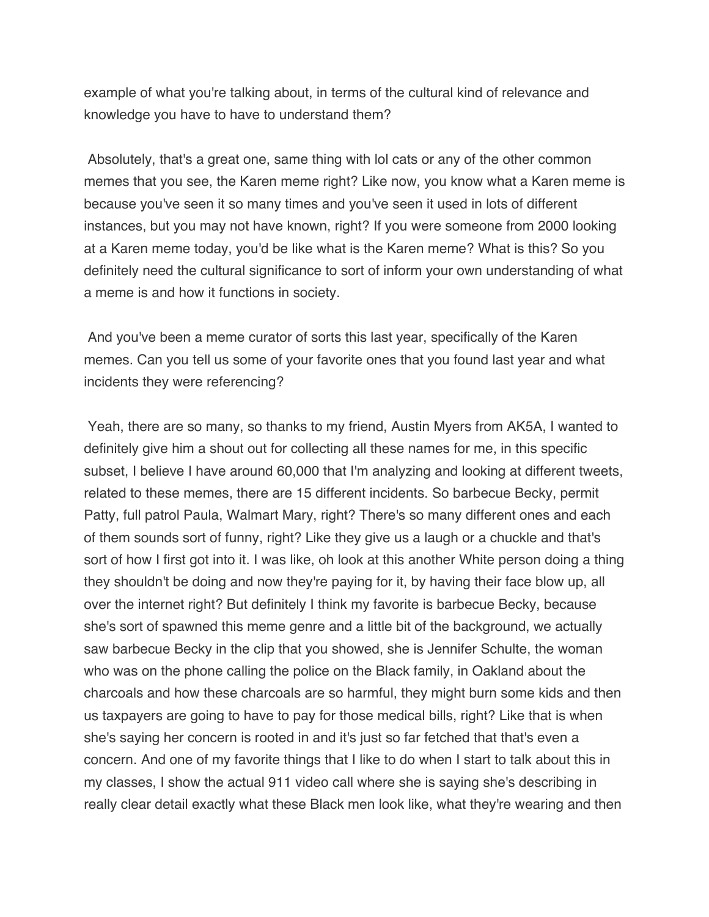example of what you're talking about, in terms of the cultural kind of relevance and knowledge you have to have to understand them?

Absolutely, that's a great one, same thing with lol cats or any of the other common memes that you see, the Karen meme right? Like now, you know what a Karen meme is because you've seen it so many times and you've seen it used in lots of different instances, but you may not have known, right? If you were someone from 2000 looking at a Karen meme today, you'd be like what is the Karen meme? What is this? So you definitely need the cultural significance to sort of inform your own understanding of what a meme is and how it functions in society.

And you've been a meme curator of sorts this last year, specifically of the Karen memes. Can you tell us some of your favorite ones that you found last year and what incidents they were referencing?

Yeah, there are so many, so thanks to my friend, Austin Myers from AK5A, I wanted to definitely give him a shout out for collecting all these names for me, in this specific subset, I believe I have around 60,000 that I'm analyzing and looking at different tweets, related to these memes, there are 15 different incidents. So barbecue Becky, permit Patty, full patrol Paula, Walmart Mary, right? There's so many different ones and each of them sounds sort of funny, right? Like they give us a laugh or a chuckle and that's sort of how I first got into it. I was like, oh look at this another White person doing a thing they shouldn't be doing and now they're paying for it, by having their face blow up, all over the internet right? But definitely I think my favorite is barbecue Becky, because she's sort of spawned this meme genre and a little bit of the background, we actually saw barbecue Becky in the clip that you showed, she is Jennifer Schulte, the woman who was on the phone calling the police on the Black family, in Oakland about the charcoals and how these charcoals are so harmful, they might burn some kids and then us taxpayers are going to have to pay for those medical bills, right? Like that is when she's saying her concern is rooted in and it's just so far fetched that that's even a concern. And one of my favorite things that I like to do when I start to talk about this in my classes, I show the actual 911 video call where she is saying she's describing in really clear detail exactly what these Black men look like, what they're wearing and then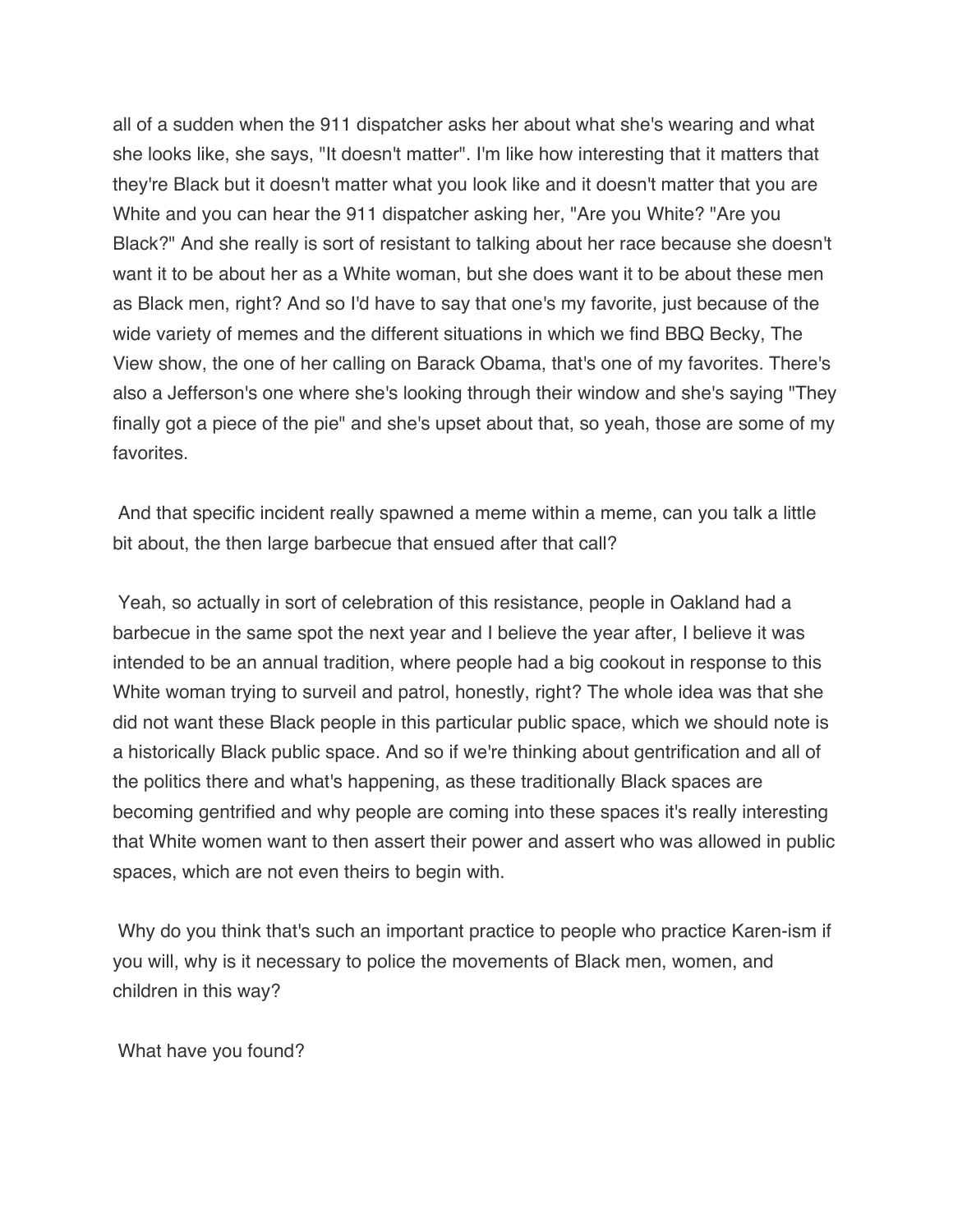all of a sudden when the 911 dispatcher asks her about what she's wearing and what she looks like, she says, "It doesn't matter". I'm like how interesting that it matters that they're Black but it doesn't matter what you look like and it doesn't matter that you are White and you can hear the 911 dispatcher asking her, "Are you White? "Are you Black?" And she really is sort of resistant to talking about her race because she doesn't want it to be about her as a White woman, but she does want it to be about these men as Black men, right? And so I'd have to say that one's my favorite, just because of the wide variety of memes and the different situations in which we find BBQ Becky, The View show, the one of her calling on Barack Obama, that's one of my favorites. There's also a Jefferson's one where she's looking through their window and she's saying "They finally got a piece of the pie" and she's upset about that, so yeah, those are some of my favorites.

And that specific incident really spawned a meme within a meme, can you talk a little bit about, the then large barbecue that ensued after that call?

Yeah, so actually in sort of celebration of this resistance, people in Oakland had a barbecue in the same spot the next year and I believe the year after, I believe it was intended to be an annual tradition, where people had a big cookout in response to this White woman trying to surveil and patrol, honestly, right? The whole idea was that she did not want these Black people in this particular public space, which we should note is a historically Black public space. And so if we're thinking about gentrification and all of the politics there and what's happening, as these traditionally Black spaces are becoming gentrified and why people are coming into these spaces it's really interesting that White women want to then assert their power and assert who was allowed in public spaces, which are not even theirs to begin with.

Why do you think that's such an important practice to people who practice Karen-ism if you will, why is it necessary to police the movements of Black men, women, and children in this way?

What have you found?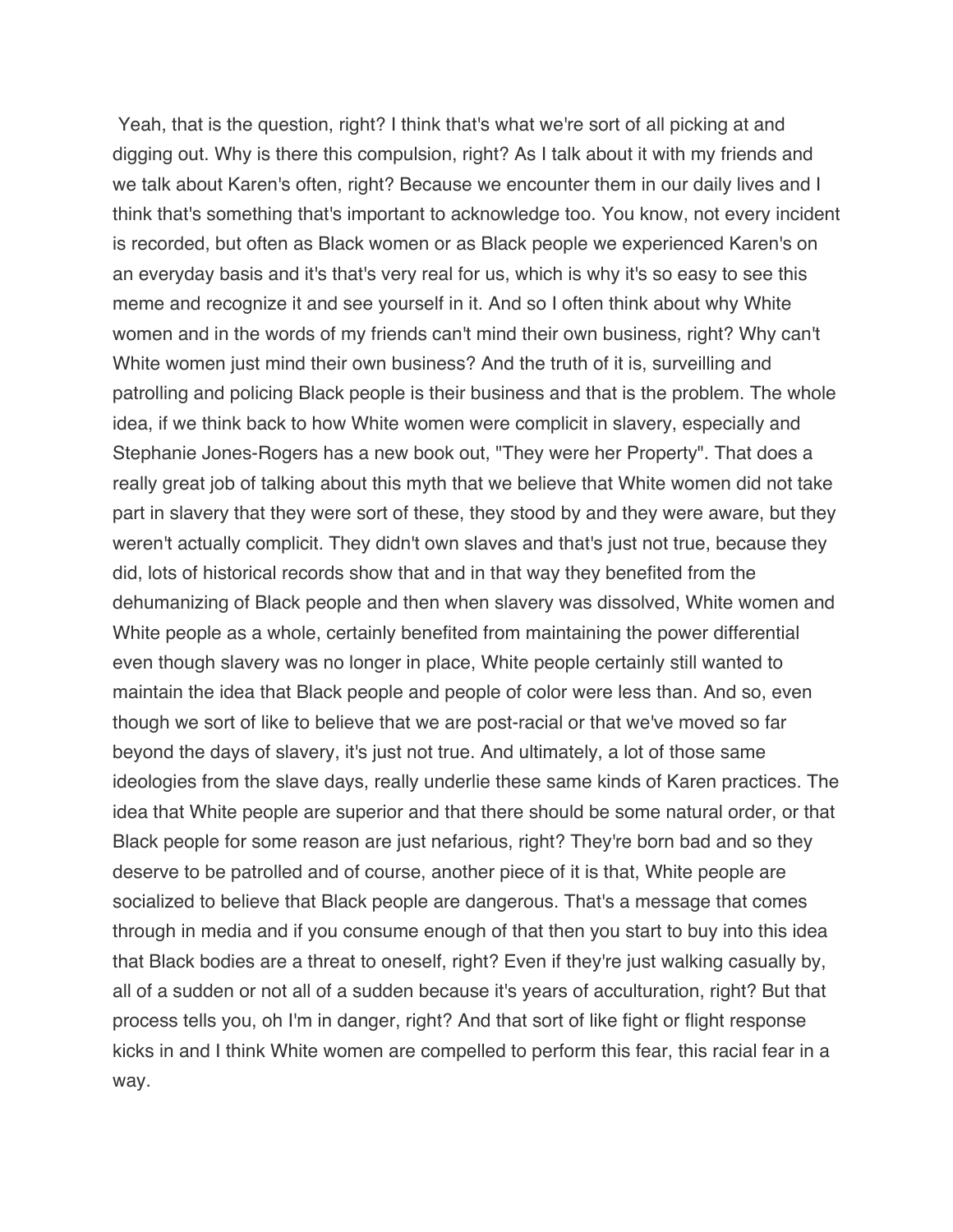Yeah, that is the question, right? I think that's what we're sort of all picking at and digging out. Why is there this compulsion, right? As I talk about it with my friends and we talk about Karen's often, right? Because we encounter them in our daily lives and I think that's something that's important to acknowledge too. You know, not every incident is recorded, but often as Black women or as Black people we experienced Karen's on an everyday basis and it's that's very real for us, which is why it's so easy to see this meme and recognize it and see yourself in it. And so I often think about why White women and in the words of my friends can't mind their own business, right? Why can't White women just mind their own business? And the truth of it is, surveilling and patrolling and policing Black people is their business and that is the problem. The whole idea, if we think back to how White women were complicit in slavery, especially and Stephanie Jones-Rogers has a new book out, "They were her Property". That does a really great job of talking about this myth that we believe that White women did not take part in slavery that they were sort of these, they stood by and they were aware, but they weren't actually complicit. They didn't own slaves and that's just not true, because they did, lots of historical records show that and in that way they benefited from the dehumanizing of Black people and then when slavery was dissolved, White women and White people as a whole, certainly benefited from maintaining the power differential even though slavery was no longer in place, White people certainly still wanted to maintain the idea that Black people and people of color were less than. And so, even though we sort of like to believe that we are post-racial or that we've moved so far beyond the days of slavery, it's just not true. And ultimately, a lot of those same ideologies from the slave days, really underlie these same kinds of Karen practices. The idea that White people are superior and that there should be some natural order, or that Black people for some reason are just nefarious, right? They're born bad and so they deserve to be patrolled and of course, another piece of it is that, White people are socialized to believe that Black people are dangerous. That's a message that comes through in media and if you consume enough of that then you start to buy into this idea that Black bodies are a threat to oneself, right? Even if they're just walking casually by, all of a sudden or not all of a sudden because it's years of acculturation, right? But that process tells you, oh I'm in danger, right? And that sort of like fight or flight response kicks in and I think White women are compelled to perform this fear, this racial fear in a way.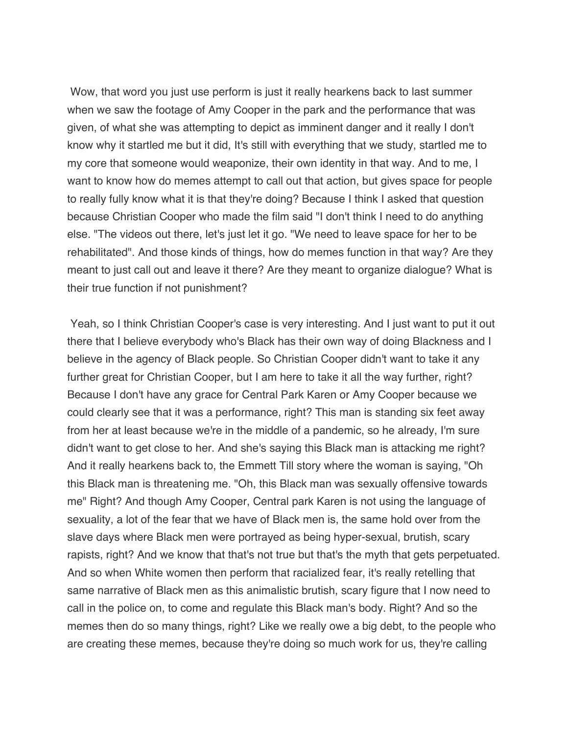Wow, that word you just use perform is just it really hearkens back to last summer when we saw the footage of Amy Cooper in the park and the performance that was given, of what she was attempting to depict as imminent danger and it really I don't know why it startled me but it did, It's still with everything that we study, startled me to my core that someone would weaponize, their own identity in that way. And to me, I want to know how do memes attempt to call out that action, but gives space for people to really fully know what it is that they're doing? Because I think I asked that question because Christian Cooper who made the film said "I don't think I need to do anything else. "The videos out there, let's just let it go. "We need to leave space for her to be rehabilitated". And those kinds of things, how do memes function in that way? Are they meant to just call out and leave it there? Are they meant to organize dialogue? What is their true function if not punishment?

Yeah, so I think Christian Cooper's case is very interesting. And I just want to put it out there that I believe everybody who's Black has their own way of doing Blackness and I believe in the agency of Black people. So Christian Cooper didn't want to take it any further great for Christian Cooper, but I am here to take it all the way further, right? Because I don't have any grace for Central Park Karen or Amy Cooper because we could clearly see that it was a performance, right? This man is standing six feet away from her at least because we're in the middle of a pandemic, so he already, I'm sure didn't want to get close to her. And she's saying this Black man is attacking me right? And it really hearkens back to, the Emmett Till story where the woman is saying, "Oh this Black man is threatening me. "Oh, this Black man was sexually offensive towards me" Right? And though Amy Cooper, Central park Karen is not using the language of sexuality, a lot of the fear that we have of Black men is, the same hold over from the slave days where Black men were portrayed as being hyper-sexual, brutish, scary rapists, right? And we know that that's not true but that's the myth that gets perpetuated. And so when White women then perform that racialized fear, it's really retelling that same narrative of Black men as this animalistic brutish, scary figure that I now need to call in the police on, to come and regulate this Black man's body. Right? And so the memes then do so many things, right? Like we really owe a big debt, to the people who are creating these memes, because they're doing so much work for us, they're calling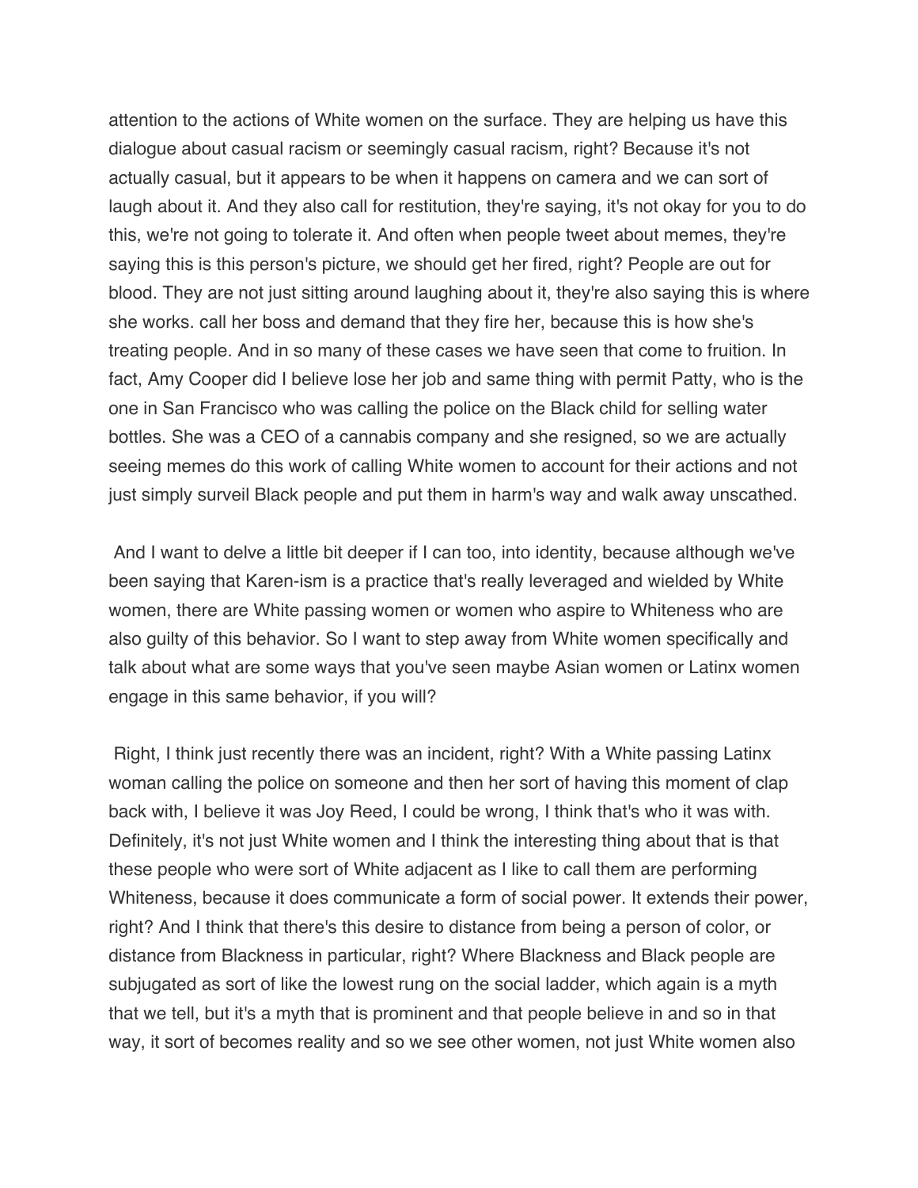attention to the actions of White women on the surface. They are helping us have this dialogue about casual racism or seemingly casual racism, right? Because it's not actually casual, but it appears to be when it happens on camera and we can sort of laugh about it. And they also call for restitution, they're saying, it's not okay for you to do this, we're not going to tolerate it. And often when people tweet about memes, they're saying this is this person's picture, we should get her fired, right? People are out for blood. They are not just sitting around laughing about it, they're also saying this is where she works. call her boss and demand that they fire her, because this is how she's treating people. And in so many of these cases we have seen that come to fruition. In fact, Amy Cooper did I believe lose her job and same thing with permit Patty, who is the one in San Francisco who was calling the police on the Black child for selling water bottles. She was a CEO of a cannabis company and she resigned, so we are actually seeing memes do this work of calling White women to account for their actions and not just simply surveil Black people and put them in harm's way and walk away unscathed.

And I want to delve a little bit deeper if I can too, into identity, because although we've been saying that Karen-ism is a practice that's really leveraged and wielded by White women, there are White passing women or women who aspire to Whiteness who are also guilty of this behavior. So I want to step away from White women specifically and talk about what are some ways that you've seen maybe Asian women or Latinx women engage in this same behavior, if you will?

Right, I think just recently there was an incident, right? With a White passing Latinx woman calling the police on someone and then her sort of having this moment of clap back with, I believe it was Joy Reed, I could be wrong, I think that's who it was with. Definitely, it's not just White women and I think the interesting thing about that is that these people who were sort of White adjacent as I like to call them are performing Whiteness, because it does communicate a form of social power. It extends their power, right? And I think that there's this desire to distance from being a person of color, or distance from Blackness in particular, right? Where Blackness and Black people are subjugated as sort of like the lowest rung on the social ladder, which again is a myth that we tell, but it's a myth that is prominent and that people believe in and so in that way, it sort of becomes reality and so we see other women, not just White women also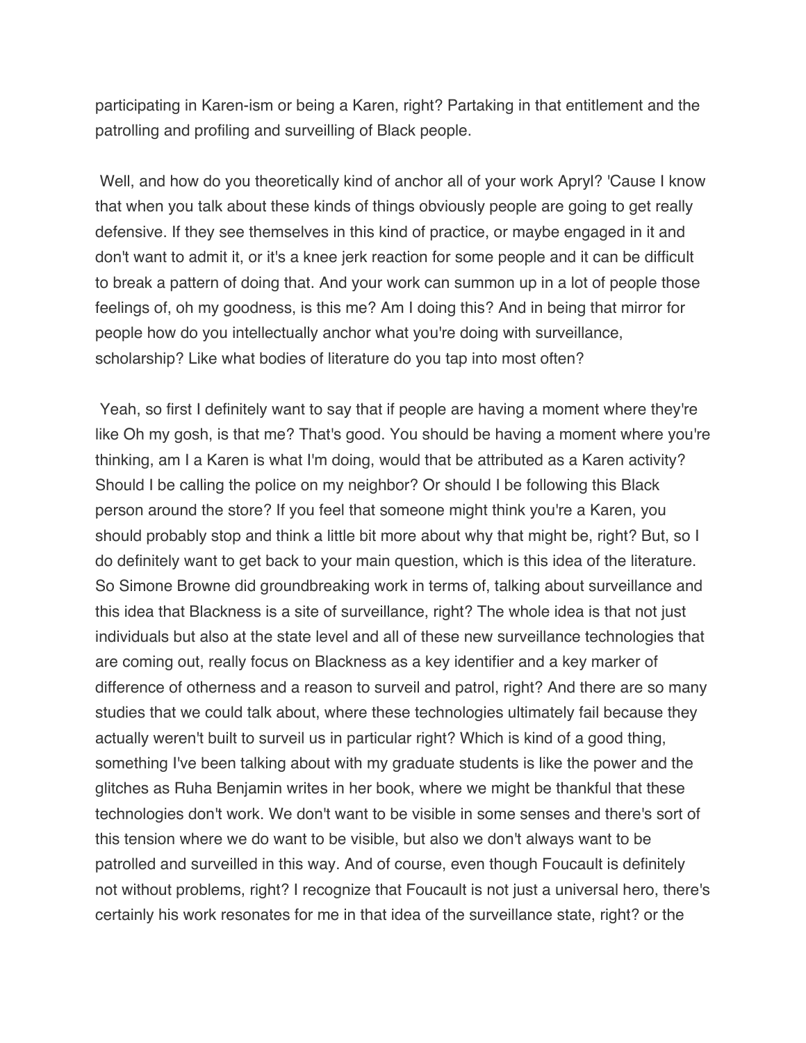participating in Karen-ism or being a Karen, right? Partaking in that entitlement and the patrolling and profiling and surveilling of Black people.

Well, and how do you theoretically kind of anchor all of your work Apryl? 'Cause I know that when you talk about these kinds of things obviously people are going to get really defensive. If they see themselves in this kind of practice, or maybe engaged in it and don't want to admit it, or it's a knee jerk reaction for some people and it can be difficult to break a pattern of doing that. And your work can summon up in a lot of people those feelings of, oh my goodness, is this me? Am I doing this? And in being that mirror for people how do you intellectually anchor what you're doing with surveillance, scholarship? Like what bodies of literature do you tap into most often?

Yeah, so first I definitely want to say that if people are having a moment where they're like Oh my gosh, is that me? That's good. You should be having a moment where you're thinking, am I a Karen is what I'm doing, would that be attributed as a Karen activity? Should I be calling the police on my neighbor? Or should I be following this Black person around the store? If you feel that someone might think you're a Karen, you should probably stop and think a little bit more about why that might be, right? But, so I do definitely want to get back to your main question, which is this idea of the literature. So Simone Browne did groundbreaking work in terms of, talking about surveillance and this idea that Blackness is a site of surveillance, right? The whole idea is that not just individuals but also at the state level and all of these new surveillance technologies that are coming out, really focus on Blackness as a key identifier and a key marker of difference of otherness and a reason to surveil and patrol, right? And there are so many studies that we could talk about, where these technologies ultimately fail because they actually weren't built to surveil us in particular right? Which is kind of a good thing, something I've been talking about with my graduate students is like the power and the glitches as Ruha Benjamin writes in her book, where we might be thankful that these technologies don't work. We don't want to be visible in some senses and there's sort of this tension where we do want to be visible, but also we don't always want to be patrolled and surveilled in this way. And of course, even though Foucault is definitely not without problems, right? I recognize that Foucault is not just a universal hero, there's certainly his work resonates for me in that idea of the surveillance state, right? or the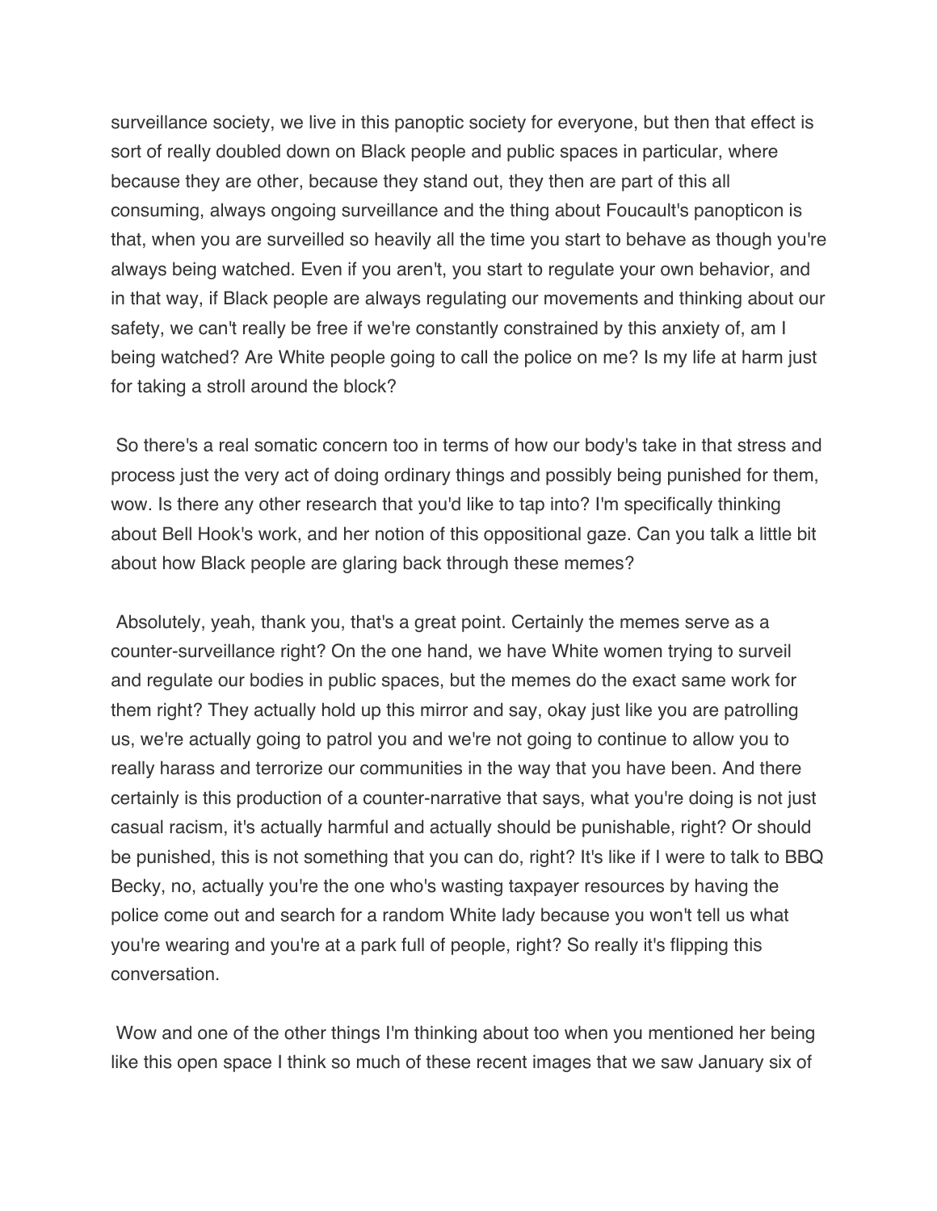surveillance society, we live in this panoptic society for everyone, but then that effect is sort of really doubled down on Black people and public spaces in particular, where because they are other, because they stand out, they then are part of this all consuming, always ongoing surveillance and the thing about Foucault's panopticon is that, when you are surveilled so heavily all the time you start to behave as though you're always being watched. Even if you aren't, you start to regulate your own behavior, and in that way, if Black people are always regulating our movements and thinking about our safety, we can't really be free if we're constantly constrained by this anxiety of, am I being watched? Are White people going to call the police on me? Is my life at harm just for taking a stroll around the block?

So there's a real somatic concern too in terms of how our body's take in that stress and process just the very act of doing ordinary things and possibly being punished for them, wow. Is there any other research that you'd like to tap into? I'm specifically thinking about Bell Hook's work, and her notion of this oppositional gaze. Can you talk a little bit about how Black people are glaring back through these memes?

Absolutely, yeah, thank you, that's a great point. Certainly the memes serve as a counter-surveillance right? On the one hand, we have White women trying to surveil and regulate our bodies in public spaces, but the memes do the exact same work for them right? They actually hold up this mirror and say, okay just like you are patrolling us, we're actually going to patrol you and we're not going to continue to allow you to really harass and terrorize our communities in the way that you have been. And there certainly is this production of a counter-narrative that says, what you're doing is not just casual racism, it's actually harmful and actually should be punishable, right? Or should be punished, this is not something that you can do, right? It's like if I were to talk to BBQ Becky, no, actually you're the one who's wasting taxpayer resources by having the police come out and search for a random White lady because you won't tell us what you're wearing and you're at a park full of people, right? So really it's flipping this conversation.

Wow and one of the other things I'm thinking about too when you mentioned her being like this open space I think so much of these recent images that we saw January six of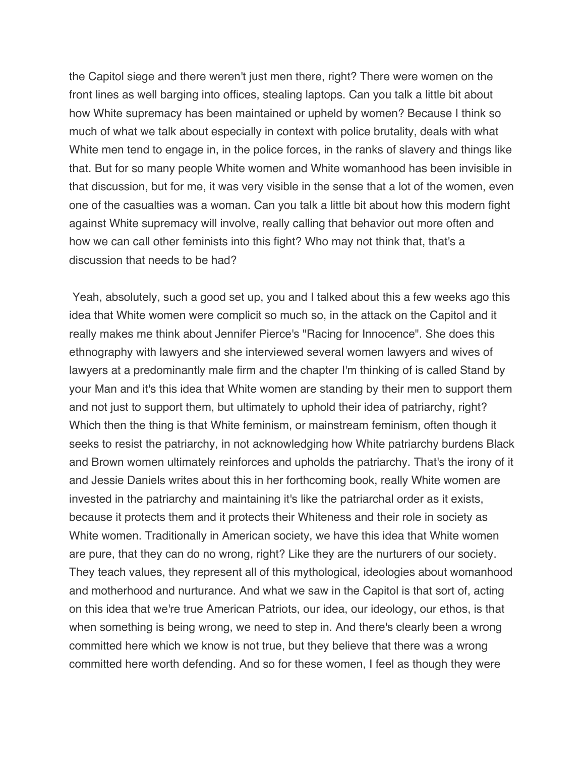the Capitol siege and there weren't just men there, right? There were women on the front lines as well barging into offices, stealing laptops. Can you talk a little bit about how White supremacy has been maintained or upheld by women? Because I think so much of what we talk about especially in context with police brutality, deals with what White men tend to engage in, in the police forces, in the ranks of slavery and things like that. But for so many people White women and White womanhood has been invisible in that discussion, but for me, it was very visible in the sense that a lot of the women, even one of the casualties was a woman. Can you talk a little bit about how this modern fight against White supremacy will involve, really calling that behavior out more often and how we can call other feminists into this fight? Who may not think that, that's a discussion that needs to be had?

Yeah, absolutely, such a good set up, you and I talked about this a few weeks ago this idea that White women were complicit so much so, in the attack on the Capitol and it really makes me think about Jennifer Pierce's "Racing for Innocence". She does this ethnography with lawyers and she interviewed several women lawyers and wives of lawyers at a predominantly male firm and the chapter I'm thinking of is called Stand by your Man and it's this idea that White women are standing by their men to support them and not just to support them, but ultimately to uphold their idea of patriarchy, right? Which then the thing is that White feminism, or mainstream feminism, often though it seeks to resist the patriarchy, in not acknowledging how White patriarchy burdens Black and Brown women ultimately reinforces and upholds the patriarchy. That's the irony of it and Jessie Daniels writes about this in her forthcoming book, really White women are invested in the patriarchy and maintaining it's like the patriarchal order as it exists, because it protects them and it protects their Whiteness and their role in society as White women. Traditionally in American society, we have this idea that White women are pure, that they can do no wrong, right? Like they are the nurturers of our society. They teach values, they represent all of this mythological, ideologies about womanhood and motherhood and nurturance. And what we saw in the Capitol is that sort of, acting on this idea that we're true American Patriots, our idea, our ideology, our ethos, is that when something is being wrong, we need to step in. And there's clearly been a wrong committed here which we know is not true, but they believe that there was a wrong committed here worth defending. And so for these women, I feel as though they were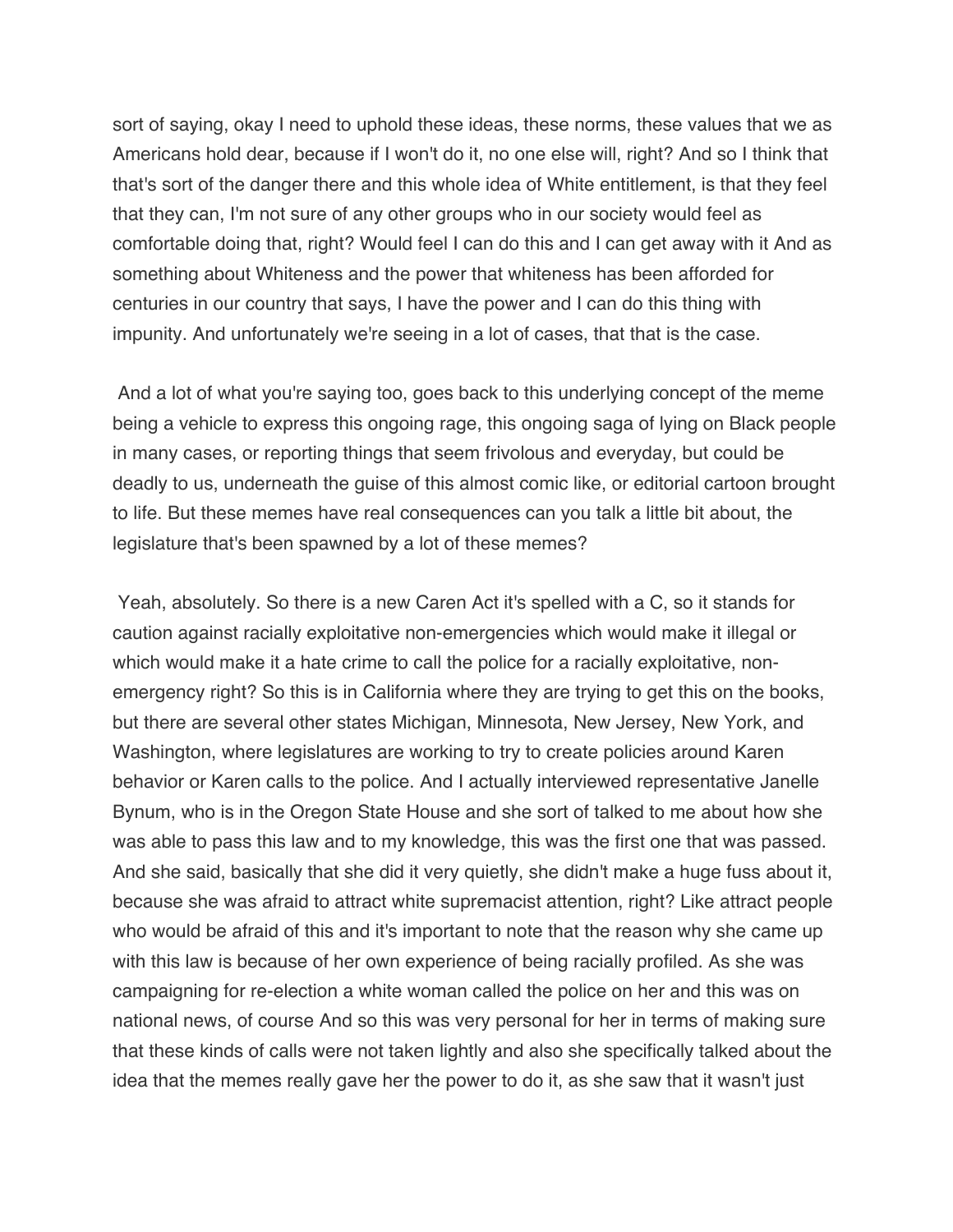sort of saying, okay I need to uphold these ideas, these norms, these values that we as Americans hold dear, because if I won't do it, no one else will, right? And so I think that that's sort of the danger there and this whole idea of White entitlement, is that they feel that they can, I'm not sure of any other groups who in our society would feel as comfortable doing that, right? Would feel I can do this and I can get away with it And as something about Whiteness and the power that whiteness has been afforded for centuries in our country that says, I have the power and I can do this thing with impunity. And unfortunately we're seeing in a lot of cases, that that is the case.

And a lot of what you're saying too, goes back to this underlying concept of the meme being a vehicle to express this ongoing rage, this ongoing saga of lying on Black people in many cases, or reporting things that seem frivolous and everyday, but could be deadly to us, underneath the guise of this almost comic like, or editorial cartoon brought to life. But these memes have real consequences can you talk a little bit about, the legislature that's been spawned by a lot of these memes?

Yeah, absolutely. So there is a new Caren Act it's spelled with a C, so it stands for caution against racially exploitative non-emergencies which would make it illegal or which would make it a hate crime to call the police for a racially exploitative, non-emergency right? So this is in California where they are trying to get this on the books, but there are several other states Michigan, Minnesota, New Jersey, New York, and Washington, where legislatures are working to try to create policies around Karen behavior or Karen calls to the police. And I actually interviewed representative Janelle Bynum, who is in the Oregon State House and she sort of talked to me about how she was able to pass this law and to my knowledge, this was the first one that was passed. And she said, basically that she did it very quietly, she didn't make a huge fuss about it, because she was afraid to attract white supremacist attention, right? Like attract people who would be afraid of this and it's important to note that the reason why she came up with this law is because of her own experience of being racially profiled. As she was campaigning for re-election a white woman called the police on her and this was on national news, of course And so this was very personal for her in terms of making sure that these kinds of calls were not taken lightly and also she specifically talked about the idea that the memes really gave her the power to do it, as she saw that it wasn't just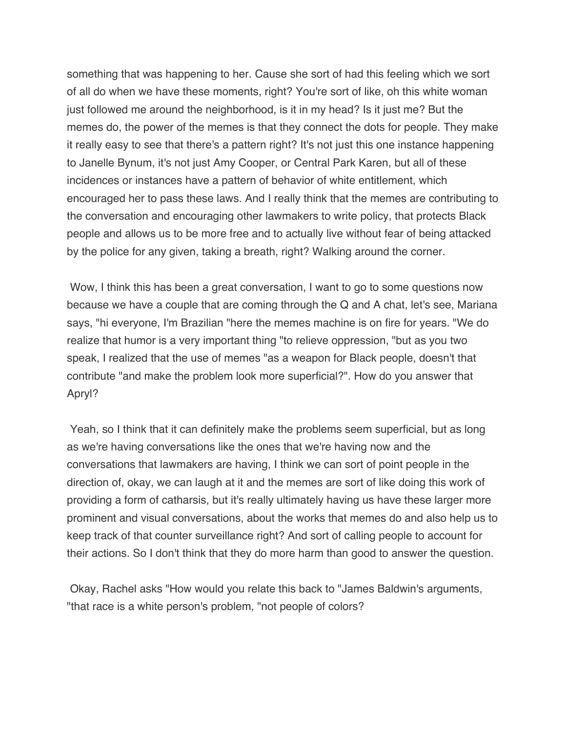something that was happening to her. Cause she sort of had this feeling which we sort of all do when we have these moments, right? You're sort of like, oh this white woman just followed me around the neighborhood, is it in my head? Is it just me? But the memes do, the power of the memes is that they connect the dots for people. They make it really easy to see that there's a pattern right? It's not just this one instance happening to Janelle Bynum, it's not just Amy Cooper, or Central Park Karen, but all of these incidences or instances have a pattern of behavior of white entitlement, which encouraged her to pass these laws. And I really think that the memes are contributing to the conversation and encouraging other lawmakers to write policy, that protects Black people and allows us to be more free and to actually live without fear of being attacked by the police for any given, taking a breath, right? Walking around the corner.

Wow, I think this has been a great conversation, I want to go to some questions now because we have a couple that are coming through the Q and A chat, let's see, Mariana says, "hi everyone, I'm Brazilian "here the memes machine is on fire for years. "We do realize that humor is a very important thing "to relieve oppression, "but as you two speak, I realized that the use of memes "as a weapon for Black people, doesn't that contribute "and make the problem look more superficial?". How do you answer that Apryl?

Yeah, so I think that it can definitely make the problems seem superficial, but as long as we're having conversations like the ones that we're having now and the conversations that lawmakers are having, I think we can sort of point people in the direction of, okay, we can laugh at it and the memes are sort of like doing this work of providing a form of catharsis, but it's really ultimately having us have these larger more prominent and visual conversations, about the works that memes do and also help us to keep track of that counter surveillance right? And sort of calling people to account for their actions. So I don't think that they do more harm than good to answer the question.

Okay, Rachel asks "How would you relate this back to "James Baldwin's arguments, "that race is a white person's problem, "not people of colors?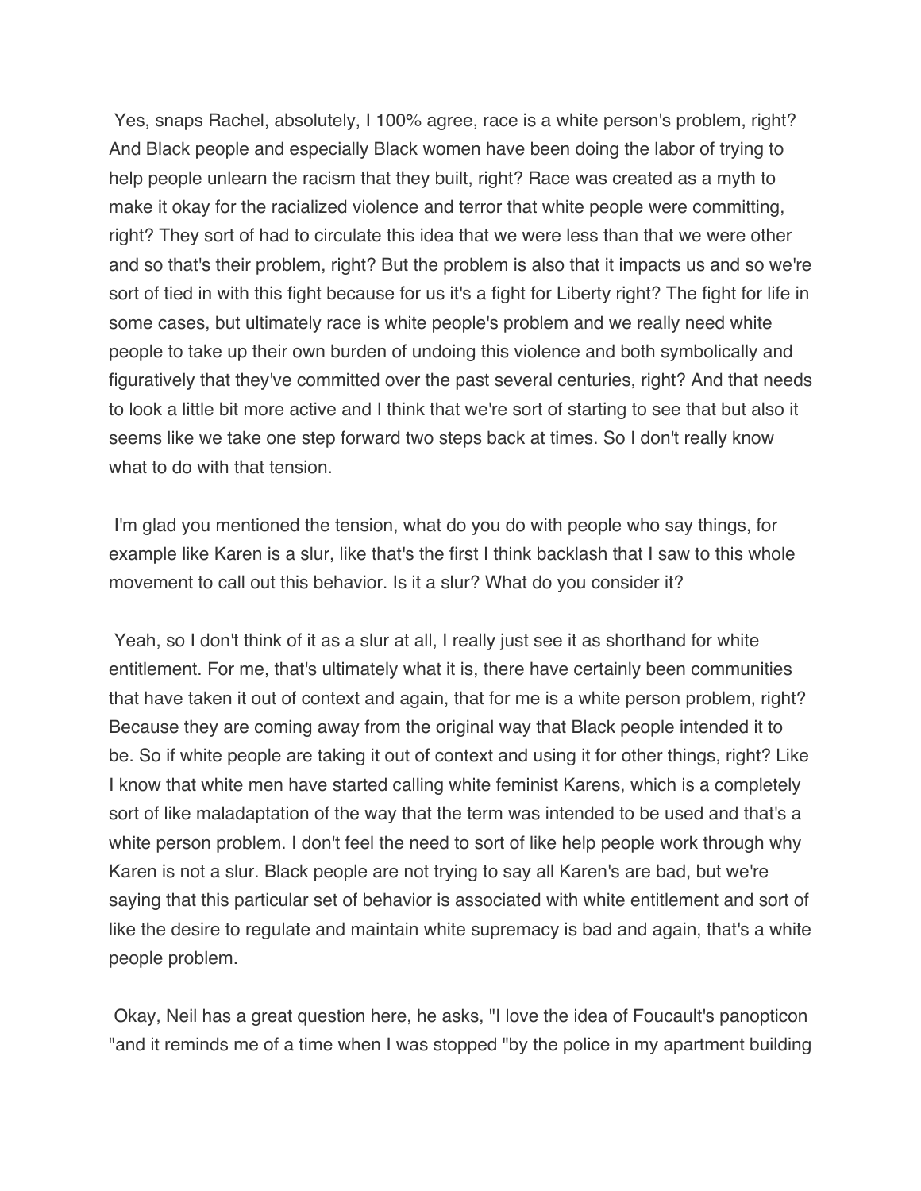Yes, snaps Rachel, absolutely, I 100% agree, race is a white person's problem, right? And Black people and especially Black women have been doing the labor of trying to help people unlearn the racism that they built, right? Race was created as a myth to make it okay for the racialized violence and terror that white people were committing, right? They sort of had to circulate this idea that we were less than that we were other and so that's their problem, right? But the problem is also that it impacts us and so we're sort of tied in with this fight because for us it's a fight for Liberty right? The fight for life in some cases, but ultimately race is white people's problem and we really need white people to take up their own burden of undoing this violence and both symbolically and figuratively that they've committed over the past several centuries, right? And that needs to look a little bit more active and I think that we're sort of starting to see that but also it seems like we take one step forward two steps back at times. So I don't really know what to do with that tension.

I'm glad you mentioned the tension, what do you do with people who say things, for example like Karen is a slur, like that's the first I think backlash that I saw to this whole movement to call out this behavior. Is it a slur? What do you consider it?

Yeah, so I don't think of it as a slur at all, I really just see it as shorthand for white entitlement. For me, that's ultimately what it is, there have certainly been communities that have taken it out of context and again, that for me is a white person problem, right? Because they are coming away from the original way that Black people intended it to be. So if white people are taking it out of context and using it for other things, right? Like I know that white men have started calling white feminist Karens, which is a completely sort of like maladaptation of the way that the term was intended to be used and that's a white person problem. I don't feel the need to sort of like help people work through why Karen is not a slur. Black people are not trying to say all Karen's are bad, but we're saying that this particular set of behavior is associated with white entitlement and sort of like the desire to regulate and maintain white supremacy is bad and again, that's a white people problem.

Okay, Neil has a great question here, he asks, "I love the idea of Foucault's panopticon "and it reminds me of a time when I was stopped "by the police in my apartment building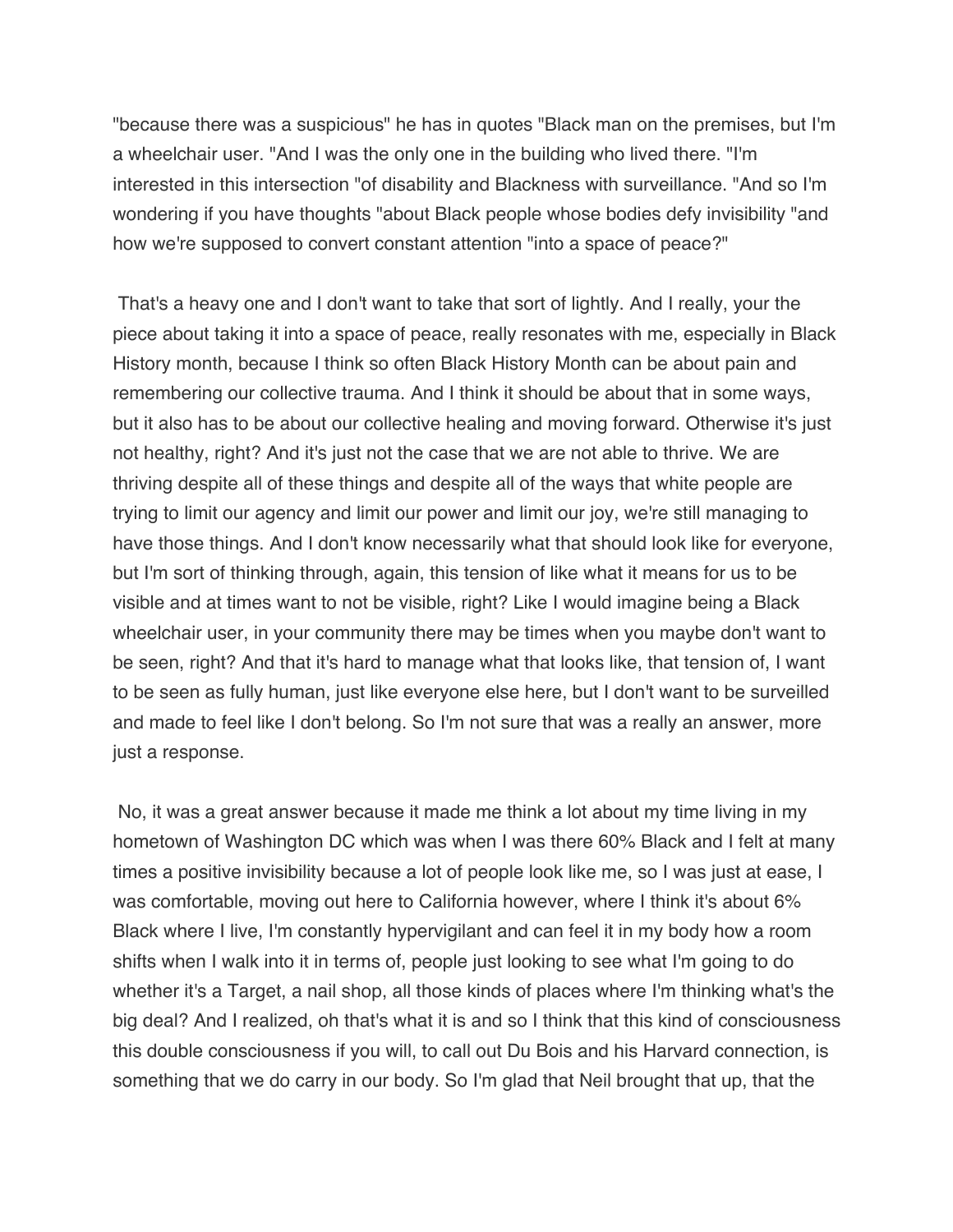"because there was a suspicious" he has in quotes "Black man on the premises, but I'm a wheelchair user. "And I was the only one in the building who lived there. "I'm interested in this intersection "of disability and Blackness with surveillance. "And so I'm wondering if you have thoughts "about Black people whose bodies defy invisibility "and how we're supposed to convert constant attention "into a space of peace?"

That's a heavy one and I don't want to take that sort of lightly. And I really, your the piece about taking it into a space of peace, really resonates with me, especially in Black History month, because I think so often Black History Month can be about pain and remembering our collective trauma. And I think it should be about that in some ways, but it also has to be about our collective healing and moving forward. Otherwise it's just not healthy, right? And it's just not the case that we are not able to thrive. We are thriving despite all of these things and despite all of the ways that white people are trying to limit our agency and limit our power and limit our joy, we're still managing to have those things. And I don't know necessarily what that should look like for everyone, but I'm sort of thinking through, again, this tension of like what it means for us to be visible and at times want to not be visible, right? Like I would imagine being a Black wheelchair user, in your community there may be times when you maybe don't want to be seen, right? And that it's hard to manage what that looks like, that tension of, I want to be seen as fully human, just like everyone else here, but I don't want to be surveilled and made to feel like I don't belong. So I'm not sure that was a really an answer, more just a response.

No, it was a great answer because it made me think a lot about my time living in my hometown of Washington DC which was when I was there 60% Black and I felt at many times a positive invisibility because a lot of people look like me, so I was just at ease, I was comfortable, moving out here to California however, where I think it's about 6% Black where I live, I'm constantly hypervigilant and can feel it in my body how a room shifts when I walk into it in terms of, people just looking to see what I'm going to do whether it's a Target, a nail shop, all those kinds of places where I'm thinking what's the big deal? And I realized, oh that's what it is and so I think that this kind of consciousness this double consciousness if you will, to call out Du Bois and his Harvard connection, is something that we do carry in our body. So I'm glad that Neil brought that up, that the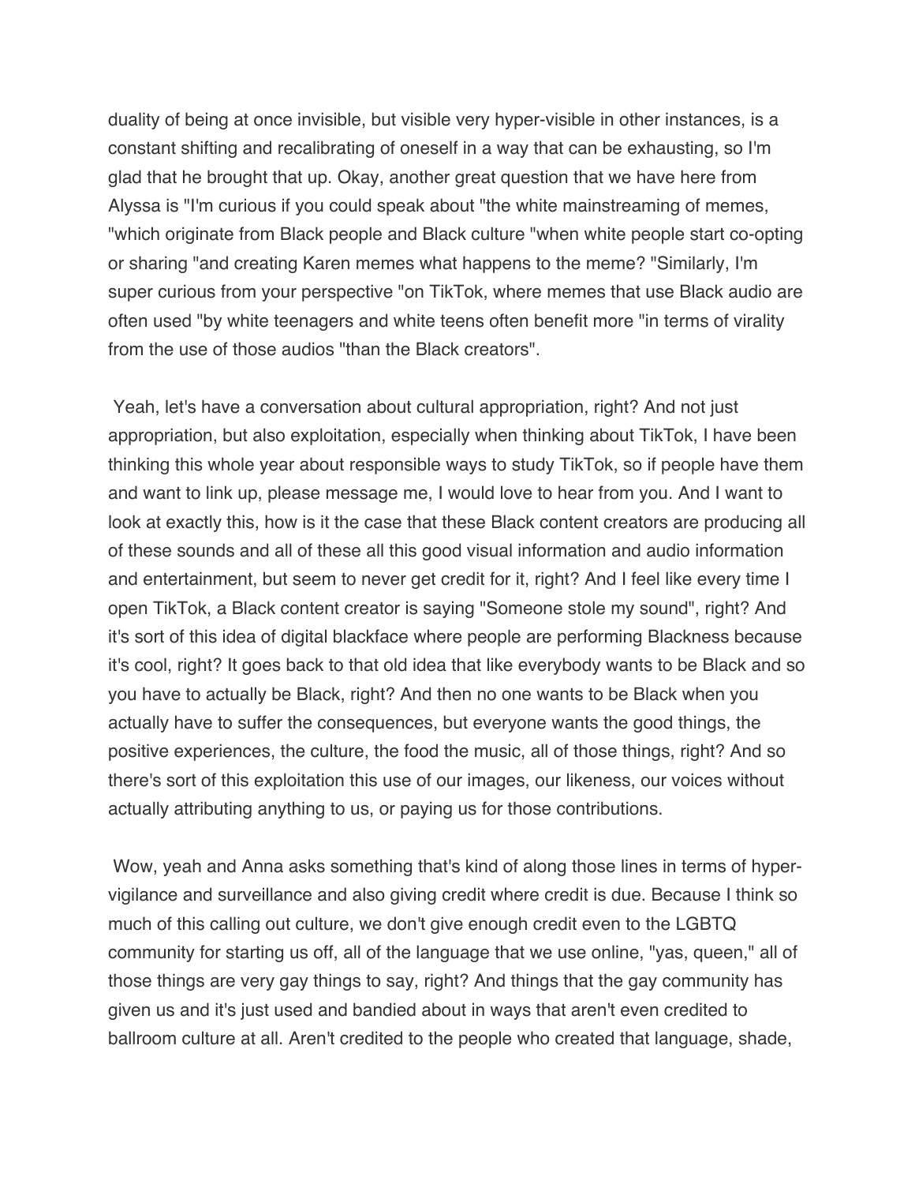duality of being at once invisible, but visible very hyper-visible in other instances, is a constant shifting and recalibrating of oneself in a way that can be exhausting, so I'm glad that he brought that up. Okay, another great question that we have here from Alyssa is "I'm curious if you could speak about "the white mainstreaming of memes, "which originate from Black people and Black culture "when white people start co-opting or sharing "and creating Karen memes what happens to the meme? "Similarly, I'm super curious from your perspective "on TikTok, where memes that use Black audio are often used "by white teenagers and white teens often benefit more "in terms of virality from the use of those audios "than the Black creators".

Yeah, let's have a conversation about cultural appropriation, right? And not just appropriation, but also exploitation, especially when thinking about TikTok, I have been thinking this whole year about responsible ways to study TikTok, so if people have them and want to link up, please message me, I would love to hear from you. And I want to look at exactly this, how is it the case that these Black content creators are producing all of these sounds and all of these all this good visual information and audio information and entertainment, but seem to never get credit for it, right? And I feel like every time I open TikTok, a Black content creator is saying "Someone stole my sound", right? And it's sort of this idea of digital blackface where people are performing Blackness because it's cool, right? It goes back to that old idea that like everybody wants to be Black and so you have to actually be Black, right? And then no one wants to be Black when you actually have to suffer the consequences, but everyone wants the good things, the positive experiences, the culture, the food the music, all of those things, right? And so there's sort of this exploitation this use of our images, our likeness, our voices without actually attributing anything to us, or paying us for those contributions.

Wow, yeah and Anna asks something that's kind of along those lines in terms of hyper-vigilance and surveillance and also giving credit where credit is due. Because I think so much of this calling out culture, we don't give enough credit even to the LGBTQ community for starting us off, all of the language that we use online, "yas, queen," all of those things are very gay things to say, right? And things that the gay community has given us and it's just used and bandied about in ways that aren't even credited to ballroom culture at all. Aren't credited to the people who created that language, shade,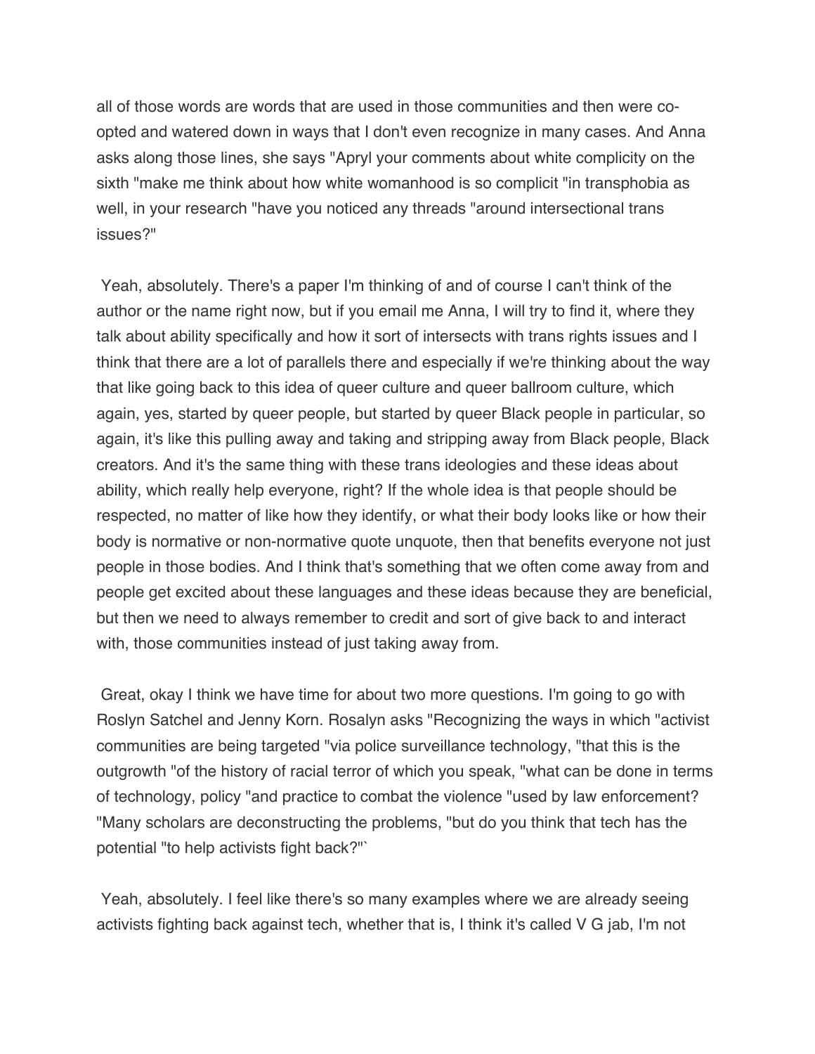all of those words are words that are used in those communities and then were co-opted and watered down in ways that I don't even recognize in many cases. And Anna asks along those lines, she says "Apryl your comments about white complicity on the sixth "make me think about how white womanhood is so complicit "in transphobia as well, in your research "have you noticed any threads "around intersectional trans issues?"

Yeah, absolutely. There's a paper I'm thinking of and of course I can't think of the author or the name right now, but if you email me Anna, I will try to find it, where they talk about ability specifically and how it sort of intersects with trans rights issues and I think that there are a lot of parallels there and especially if we're thinking about the way that like going back to this idea of queer culture and queer ballroom culture, which again, yes, started by queer people, but started by queer Black people in particular, so again, it's like this pulling away and taking and stripping away from Black people, Black creators. And it's the same thing with these trans ideologies and these ideas about ability, which really help everyone, right? If the whole idea is that people should be respected, no matter of like how they identify, or what their body looks like or how their body is normative or non-normative quote unquote, then that benefits everyone not just people in those bodies. And I think that's something that we often come away from and people get excited about these languages and these ideas because they are beneficial, but then we need to always remember to credit and sort of give back to and interact with, those communities instead of just taking away from.

Great, okay I think we have time for about two more questions. I'm going to go with Roslyn Satchel and Jenny Korn. Rosalyn asks "Recognizing the ways in which "activist communities are being targeted "via police surveillance technology, "that this is the outgrowth "of the history of racial terror of which you speak, "what can be done in terms of technology, policy "and practice to combat the violence "used by law enforcement? "Many scholars are deconstructing the problems, "but do you think that tech has the potential "to help activists fight back?"`

Yeah, absolutely. I feel like there's so many examples where we are already seeing activists fighting back against tech, whether that is, I think it's called V G jab, I'm not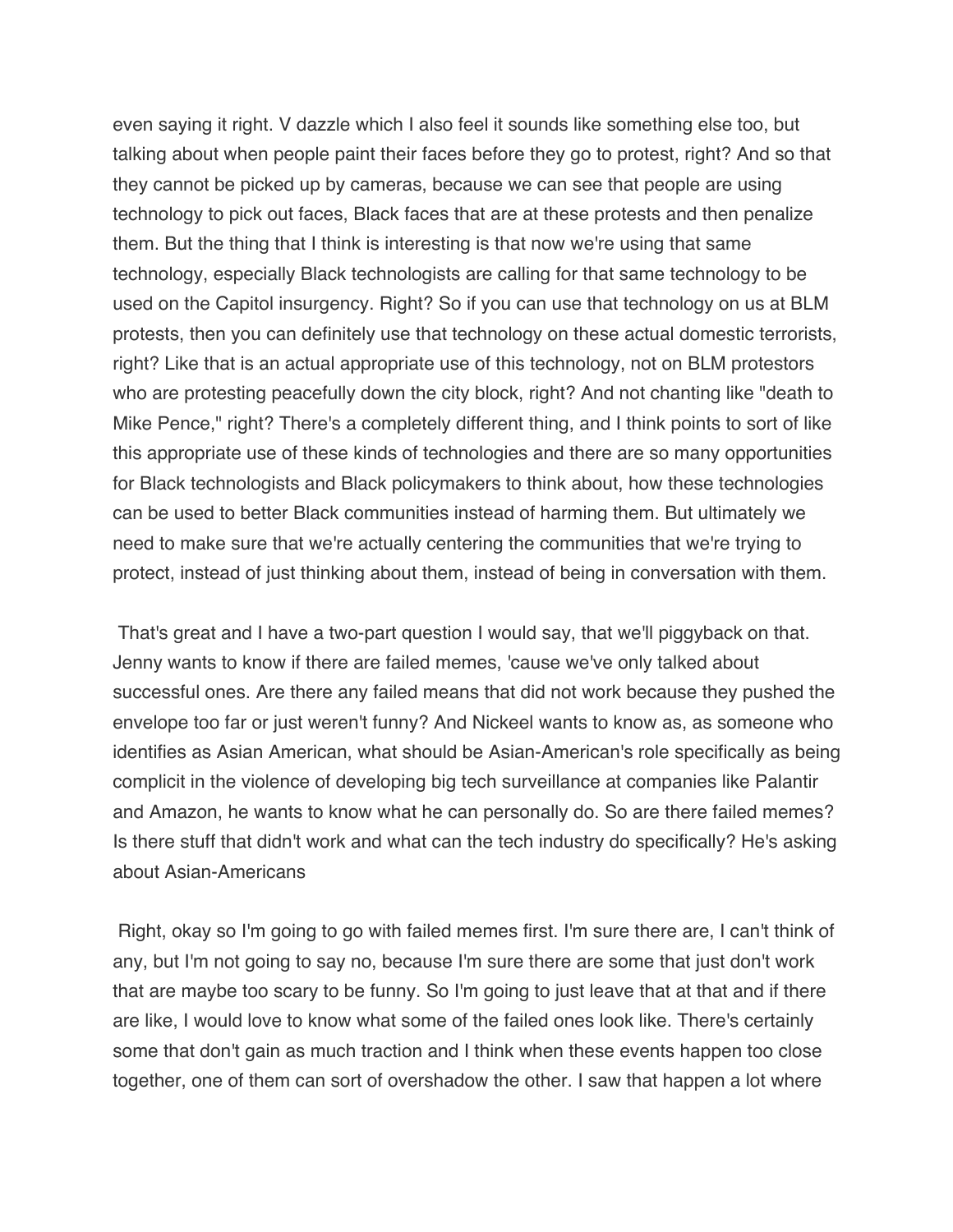even saying it right. V dazzle which I also feel it sounds like something else too, but talking about when people paint their faces before they go to protest, right? And so that they cannot be picked up by cameras, because we can see that people are using technology to pick out faces, Black faces that are at these protests and then penalize them. But the thing that I think is interesting is that now we're using that same technology, especially Black technologists are calling for that same technology to be used on the Capitol insurgency. Right? So if you can use that technology on us at BLM protests, then you can definitely use that technology on these actual domestic terrorists, right? Like that is an actual appropriate use of this technology, not on BLM protestors who are protesting peacefully down the city block, right? And not chanting like "death to Mike Pence," right? There's a completely different thing, and I think points to sort of like this appropriate use of these kinds of technologies and there are so many opportunities for Black technologists and Black policymakers to think about, how these technologies can be used to better Black communities instead of harming them. But ultimately we need to make sure that we're actually centering the communities that we're trying to protect, instead of just thinking about them, instead of being in conversation with them.

That's great and I have a two-part question I would say, that we'll piggyback on that. Jenny wants to know if there are failed memes, 'cause we've only talked about successful ones. Are there any failed means that did not work because they pushed the envelope too far or just weren't funny? And Nickeel wants to know as, as someone who identifies as Asian American, what should be Asian-American's role specifically as being complicit in the violence of developing big tech surveillance at companies like Palantir and Amazon, he wants to know what he can personally do. So are there failed memes? Is there stuff that didn't work and what can the tech industry do specifically? He's asking about Asian-Americans

Right, okay so I'm going to go with failed memes first. I'm sure there are, I can't think of any, but I'm not going to say no, because I'm sure there are some that just don't work that are maybe too scary to be funny. So I'm going to just leave that at that and if there are like, I would love to know what some of the failed ones look like. There's certainly some that don't gain as much traction and I think when these events happen too close together, one of them can sort of overshadow the other. I saw that happen a lot where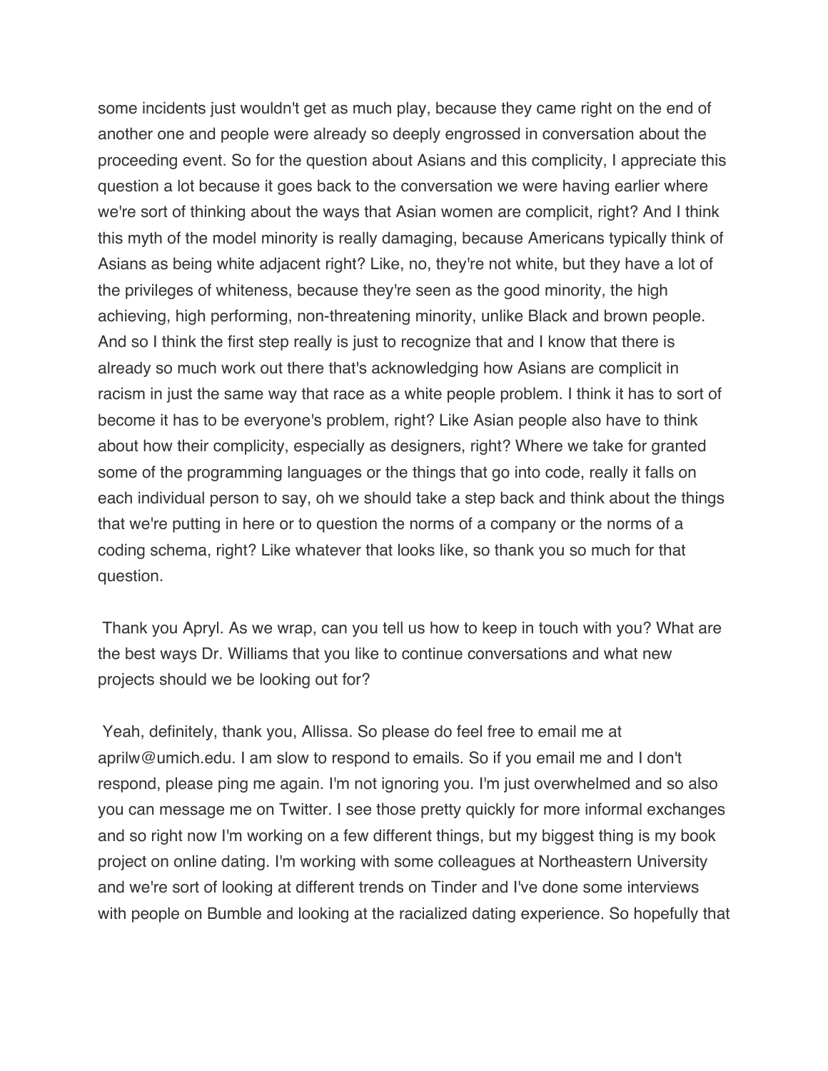some incidents just wouldn't get as much play, because they came right on the end of another one and people were already so deeply engrossed in conversation about the proceeding event. So for the question about Asians and this complicity, I appreciate this question a lot because it goes back to the conversation we were having earlier where we're sort of thinking about the ways that Asian women are complicit, right? And I think this myth of the model minority is really damaging, because Americans typically think of Asians as being white adjacent right? Like, no, they're not white, but they have a lot of the privileges of whiteness, because they're seen as the good minority, the high achieving, high performing, non-threatening minority, unlike Black and brown people. And so I think the first step really is just to recognize that and I know that there is already so much work out there that's acknowledging how Asians are complicit in racism in just the same way that race as a white people problem. I think it has to sort of become it has to be everyone's problem, right? Like Asian people also have to think about how their complicity, especially as designers, right? Where we take for granted some of the programming languages or the things that go into code, really it falls on each individual person to say, oh we should take a step back and think about the things that we're putting in here or to question the norms of a company or the norms of a coding schema, right? Like whatever that looks like, so thank you so much for that question.

Thank you Apryl. As we wrap, can you tell us how to keep in touch with you? What are the best ways Dr. Williams that you like to continue conversations and what new projects should we be looking out for?

Yeah, definitely, thank you, Allissa. So please do feel free to email me at aprilw@umich.edu. I am slow to respond to emails. So if you email me and I don't respond, please ping me again. I'm not ignoring you. I'm just overwhelmed and so also you can message me on Twitter. I see those pretty quickly for more informal exchanges and so right now I'm working on a few different things, but my biggest thing is my book project on online dating. I'm working with some colleagues at Northeastern University and we're sort of looking at different trends on Tinder and I've done some interviews with people on Bumble and looking at the racialized dating experience. So hopefully that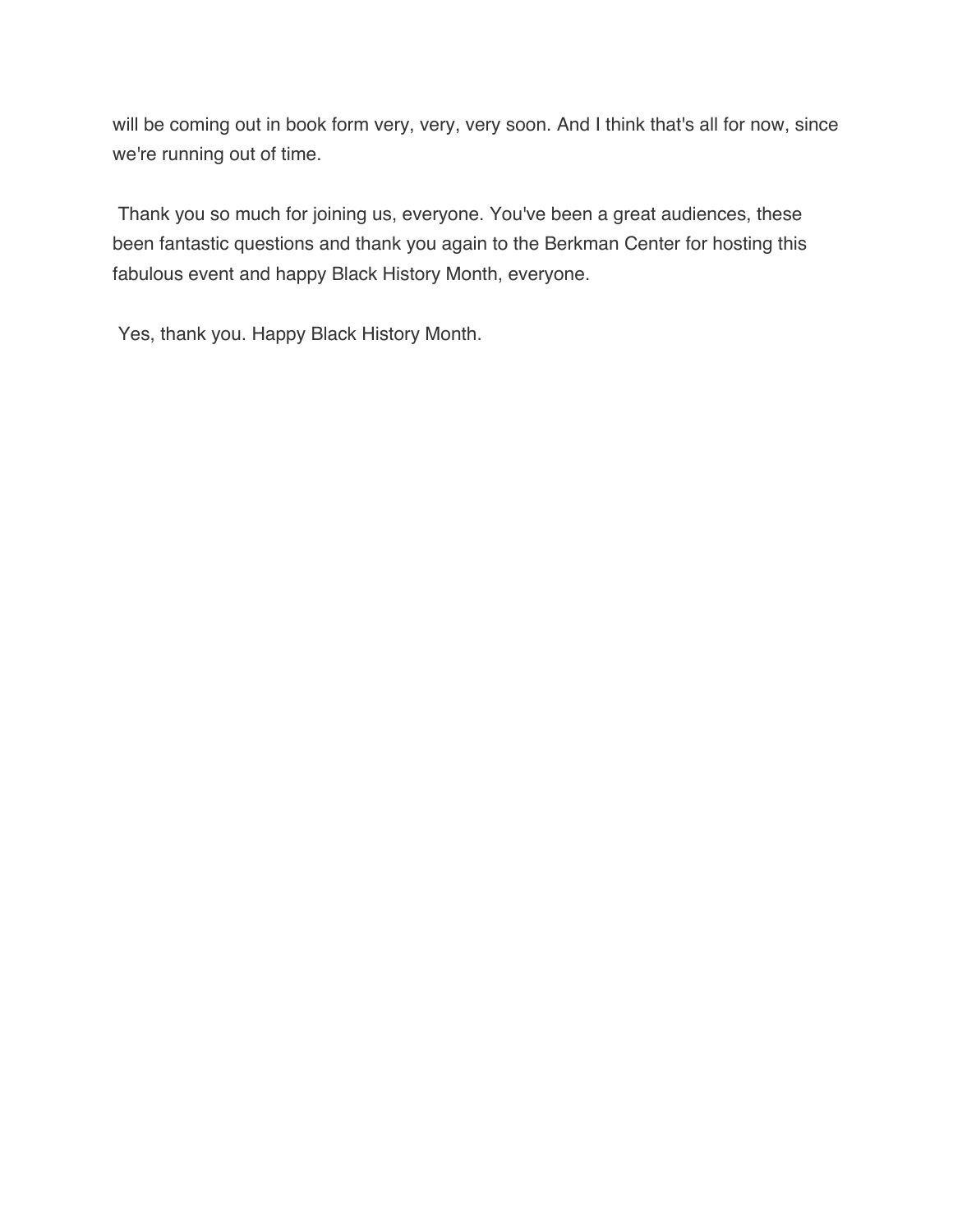will be coming out in book form very, very, very soon. And I think that's all for now, since we're running out of time.

Thank you so much for joining us, everyone. You've been a great audiences, these been fantastic questions and thank you again to the Berkman Center for hosting this fabulous event and happy Black History Month, everyone.

Yes, thank you. Happy Black History Month.